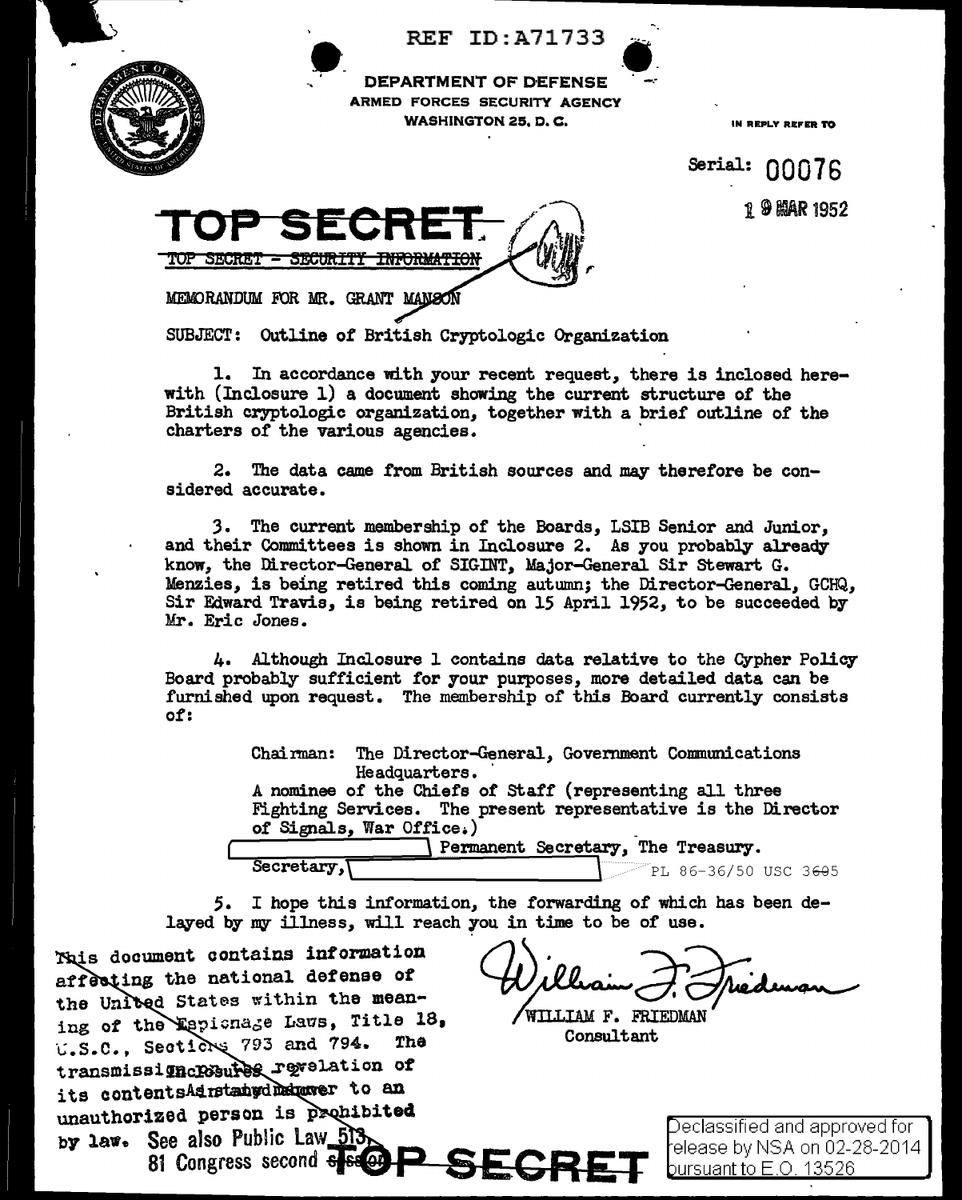REF ID:A71733

DEPARTMENT OF DEFENSE
ARMED FORCES SECURITY AGENCY
WASHINGTON 25, D. C.

IN REPLY REFER TO

Serial: 00076

19 MAR 1952

**TOP SECRET**

TOP SECRET - SECURITY INFORMATION

MEMORANDUM FOR MR. GRANT MANSON

SUBJECT: Outline of British Cryptologic Organization

1. In accordance with your recent request, there is inclosed herewith (Inclosure 1) a document showing the current structure of the British cryptologic organization, together with a brief outline of the charters of the various agencies.

2. The data came from British sources and may therefore be considered accurate.

3. The current membership of the Boards, LSIB Senior and Junior, and their Committees is shown in Inclosure 2. As you probably already know, the Director-General of SIGINT, Major-General Sir Stewart G. Menzies, is being retired this coming autumn; the Director-General, GCHQ, Sir Edward Travis, is being retired on 15 April 1952, to be succeeded by Mr. Eric Jones.

4. Although Inclosure 1 contains data relative to the Cypher Policy Board probably sufficient for your purposes, more detailed data can be furnished upon request. The membership of this Board currently consists of:

> Chairman: The Director-General, Government Communications Headquarters.
>
> A nominee of the Chiefs of Staff (representing all three Fighting Services. The present representative is the Director of Signals, War Office.)
>
> [REDACTED] Permanent Secretary, The Treasury.
>
> Secretary, [REDACTED]

PL 86-36/50 USC 3605

5. I hope this information, the forwarding of which has been delayed by my illness, will reach you in time to be of use.

WILLIAM F. FRIEDMAN
Consultant

This document contains information affecting the national defense of the United States within the meaning of the Espionage Laws, Title 18, U.S.C., Sections 793 and 794. The transmission or the revelation of its contents in any manner to an unauthorized person is prohibited by law. See also Public Law 513, 81 Congress second session.

Inclosures 2

**TOP SECRET**

Declassified and approved for release by NSA on 02-28-2014 pursuant to E.O. 13526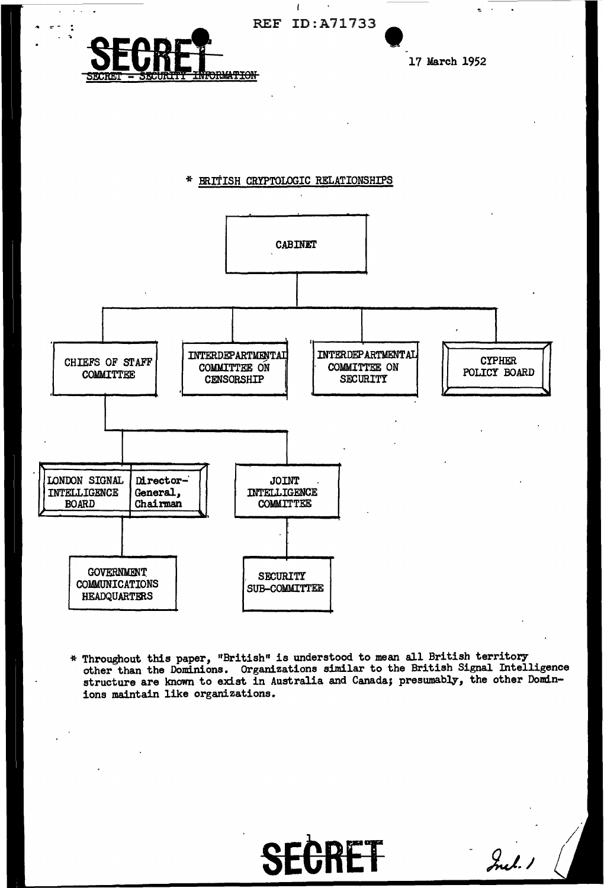17 March 1952

SECRET - SECURITY INFORMATION

\* BRITISH CRYPTOLOGIC RELATIONSHIPS

CABINET

- CHIEFS OF STAFF COMMITTEE
  - LONDON SIGNAL INTELLIGENCE BOARD | Director-General, Chairman
    - GOVERNMENT COMMUNICATIONS HEADQUARTERS
  - JOINT INTELLIGENCE COMMITTEE
    - SECURITY SUB-COMMITTEE
- INTERDEPARTMENTAL COMMITTEE ON CENSORSHIP
- INTERDEPARTMENTAL COMMITTEE ON SECURITY
- CYPHER POLICY BOARD

\* Throughout this paper, "British" is understood to mean all British territory other than the Dominions. Organizations similar to the British Signal Intelligence structure are known to exist in Australia and Canada; presumably, the other Dominions maintain like organizations.

SECRET

Incl. 1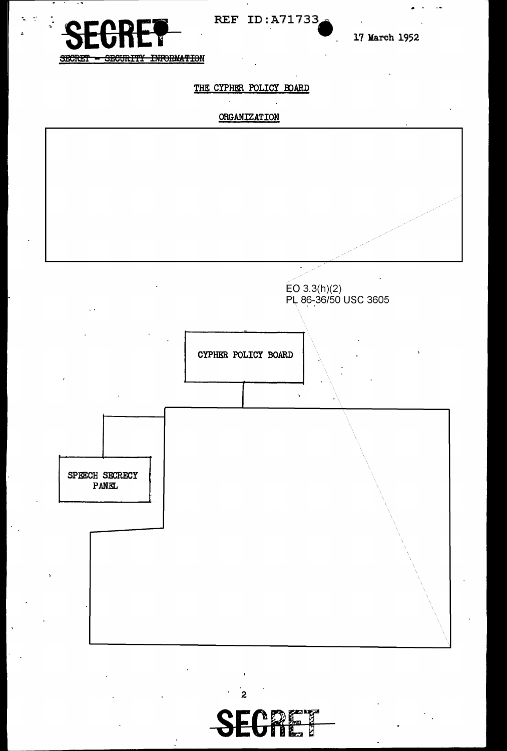SECRET

REF ID:A71733

17 March 1952

SECRET - SECURITY INFORMATION

## THE CYPHER POLICY BOARD

### ORGANIZATION

EO 3.3(h)(2)
PL 86-36/50 USC 3605

CYPHER POLICY BOARD

SPEECH SECRECY PANEL

SECRET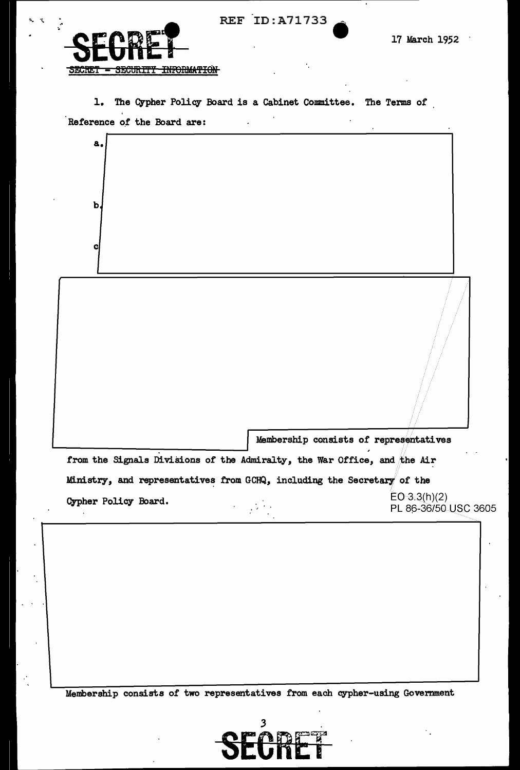SECRET

SECRET - SECURITY INFORMATION

17 March 1952

1. The Cypher Policy Board is a Cabinet Committee. The Terms of Reference of the Board are:

a.

b.

c.

Membership consists of representatives from the Signals Divisions of the Admiralty, the War Office, and the Air Ministry, and representatives from GCHQ, including the Secretary of the Cypher Policy Board.

EO 3.3(h)(2)
PL 86-36/50 USC 3605

Membership consists of two representatives from each cypher-using Government

SECRET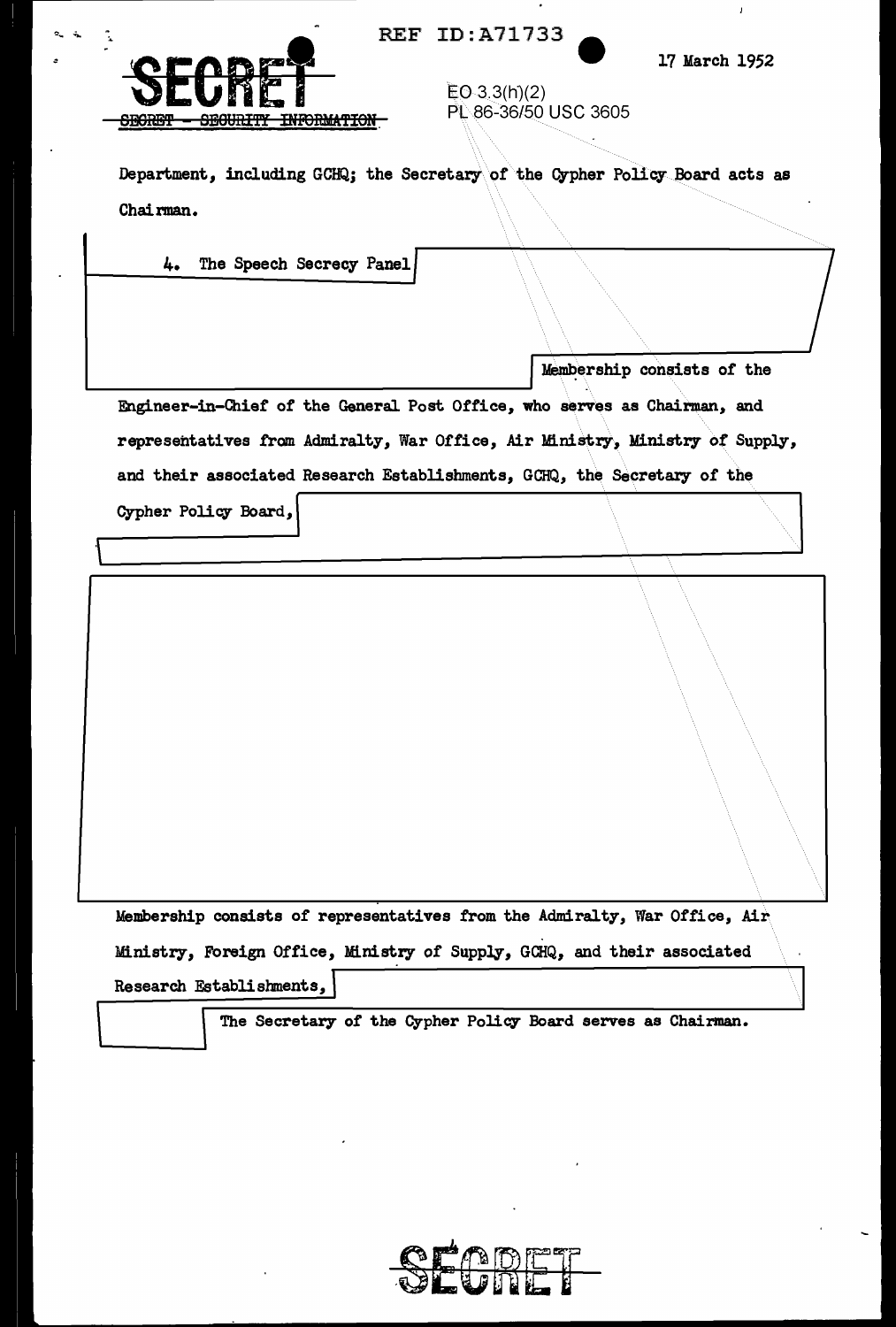Department, including GCHQ; the Secretary of the Cypher Policy Board acts as Chairman.

4. The Speech Secrecy Panel

Membership consists of the Engineer-in-Chief of the General Post Office, who serves as Chairman, and representatives from Admiralty, War Office, Air Ministry, Ministry of Supply, and their associated Research Establishments, GCHQ, the Secretary of the Cypher Policy Board,

Membership consists of representatives from the Admiralty, War Office, Air Ministry, Foreign Office, Ministry of Supply, GCHQ, and their associated Research Establishments,

The Secretary of the Cypher Policy Board serves as Chairman.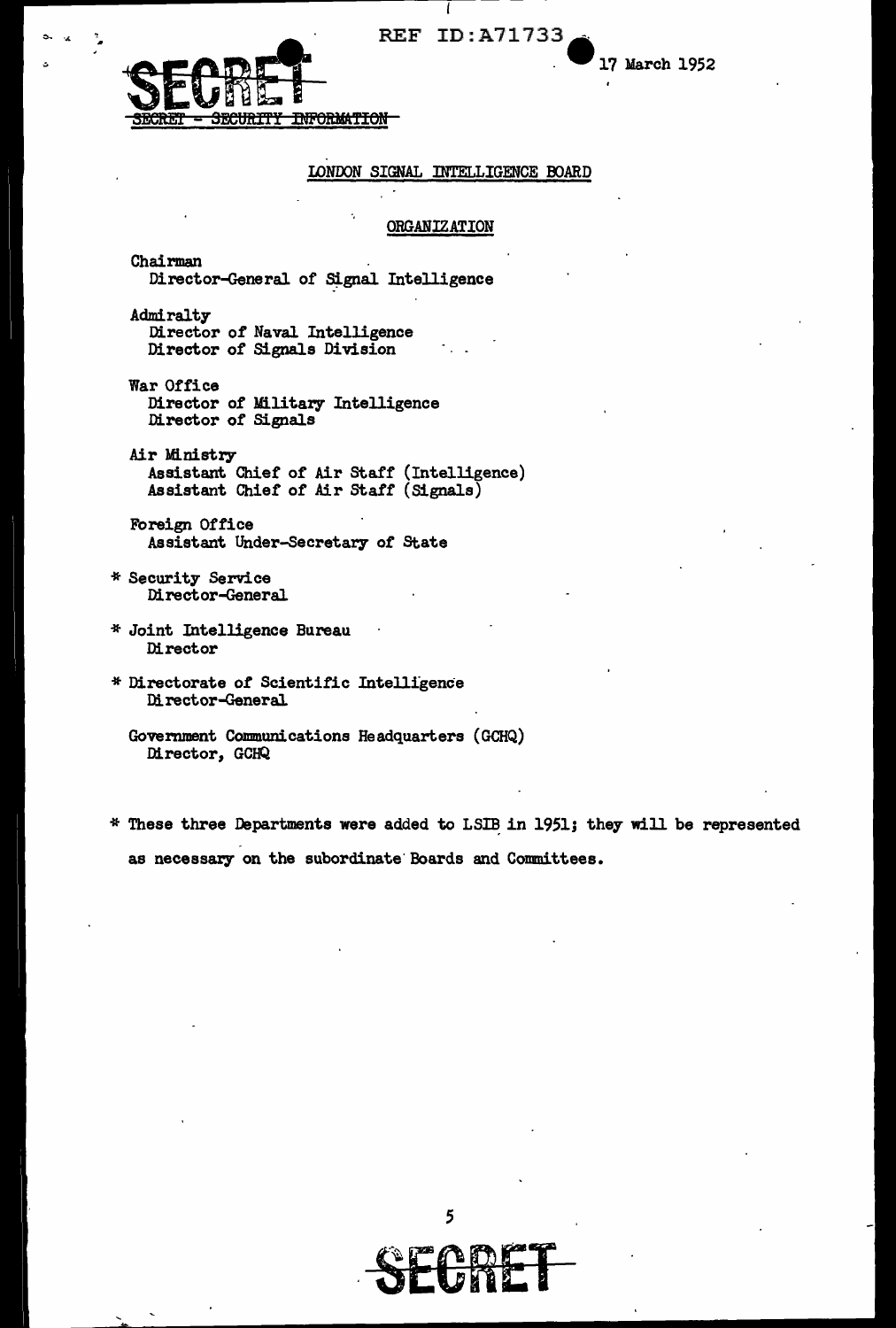SECRET - SECURITY INFORMATION

17 March 1952

## LONDON SIGNAL INTELLIGENCE BOARD

### ORGANIZATION

Chairman
Director-General of Signal Intelligence

Admiralty
Director of Naval Intelligence
Director of Signals Division

War Office
Director of Military Intelligence
Director of Signals

Air Ministry
Assistant Chief of Air Staff (Intelligence)
Assistant Chief of Air Staff (Signals)

Foreign Office
Assistant Under-Secretary of State

\* Security Service
Director-General

\* Joint Intelligence Bureau
Director

\* Directorate of Scientific Intelligence
Director-General

Government Communications Headquarters (GCHQ)
Director, GCHQ

\* These three Departments were added to LSIB in 1951; they will be represented as necessary on the subordinate Boards and Committees.

SECRET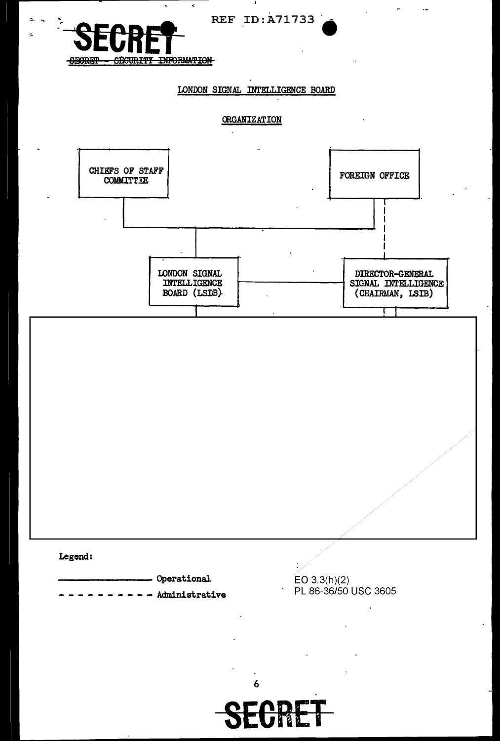SECRET

SECRET - SECURITY INFORMATION

REF ID:A71733

## LONDON SIGNAL INTELLIGENCE BOARD

### ORGANIZATION

CHIEFS OF STAFF COMMITTEE

FOREIGN OFFICE

LONDON SIGNAL INTELLIGENCE BOARD (LSIB)

DIRECTOR-GENERAL SIGNAL INTELLIGENCE (CHAIRMAN, LSIB)

Legend:

———————— Operational

- - - - - - - - - - Administrative

EO 3.3(h)(2)
PL 86-36/50 USC 3605

SECRET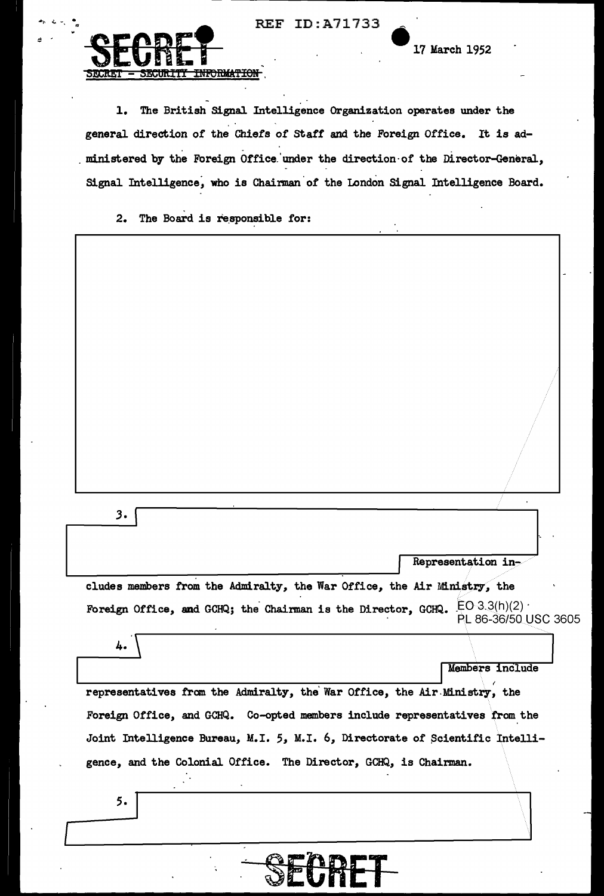SECRET

SECRET - SECURITY INFORMATION

17 March 1952

1. The British Signal Intelligence Organization operates under the general direction of the Chiefs of Staff and the Foreign Office. It is administered by the Foreign Office under the direction of the Director-General, Signal Intelligence, who is Chairman of the London Signal Intelligence Board.

2. The Board is responsible for:

3. Representation includes members from the Admiralty, the War Office, the Air Ministry, the Foreign Office, and GCHQ; the Chairman is the Director, GCHQ.

EO 3.3(h)(2)
PL 86-36/50 USC 3605

4. Members include representatives from the Admiralty, the War Office, the Air Ministry, the Foreign Office, and GCHQ. Co-opted members include representatives from the Joint Intelligence Bureau, M.I. 5, M.I. 6, Directorate of Scientific Intelligence, and the Colonial Office. The Director, GCHQ, is Chairman.

5.

SECRET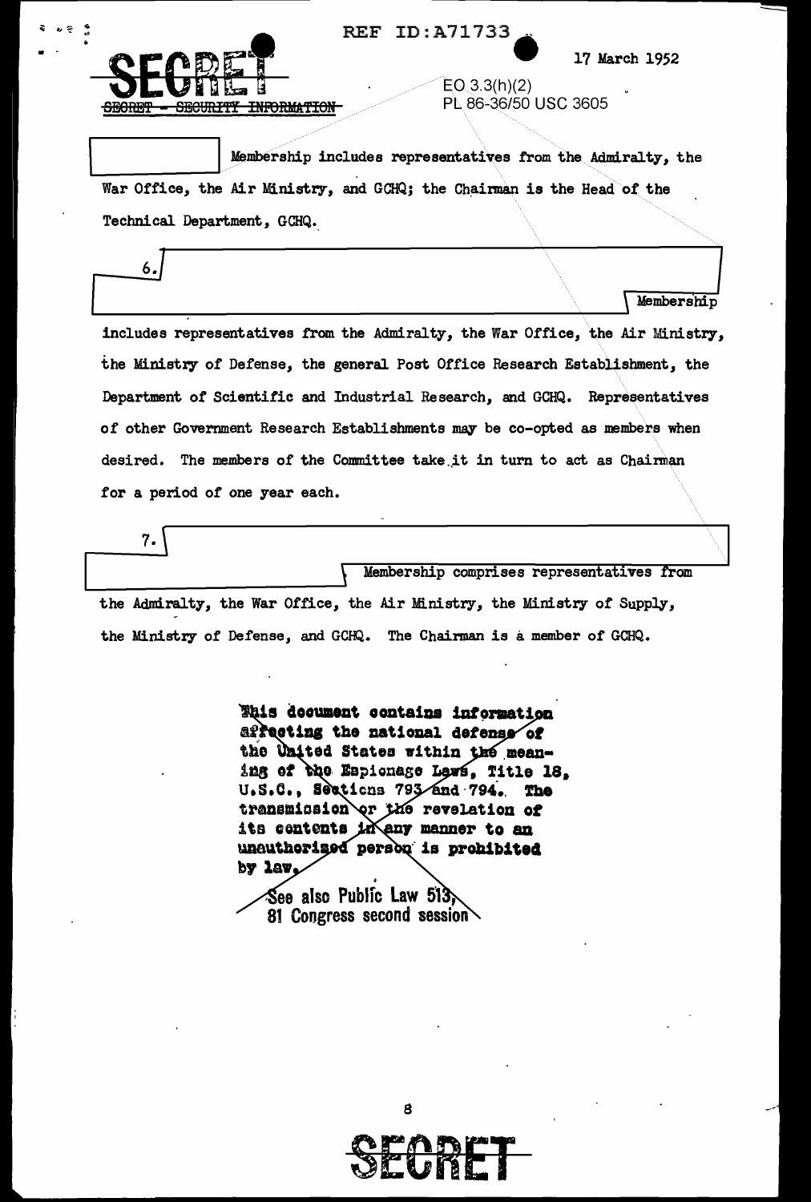SECRET

SECRET - SECURITY INFORMATION

17 March 1952

EO 3.3(h)(2)
PL 86-36/50 USC 3605

[REDACTED] Membership includes representatives from the Admiralty, the War Office, the Air Ministry, and GCHQ; the Chairman is the Head of the Technical Department, GCHQ.

6. [REDACTED] Membership includes representatives from the Admiralty, the War Office, the Air Ministry, the Ministry of Defense, the general Post Office Research Establishment, the Department of Scientific and Industrial Research, and GCHQ. Representatives of other Government Research Establishments may be co-opted as members when desired. The members of the Committee take it in turn to act as Chairman for a period of one year each.

7. [REDACTED] Membership comprises representatives from the Admiralty, the War Office, the Air Ministry, the Ministry of Supply, the Ministry of Defense, and GCHQ. The Chairman is a member of GCHQ.

This document contains information affecting the national defense of the United States within the meaning of the Espionage Laws, Title 18, U.S.C., Sections 793 and 794. The transmission or the revelation of its contents in any manner to an unauthorized person is prohibited by law.

See also Public Law 513, 81 Congress second session

SECRET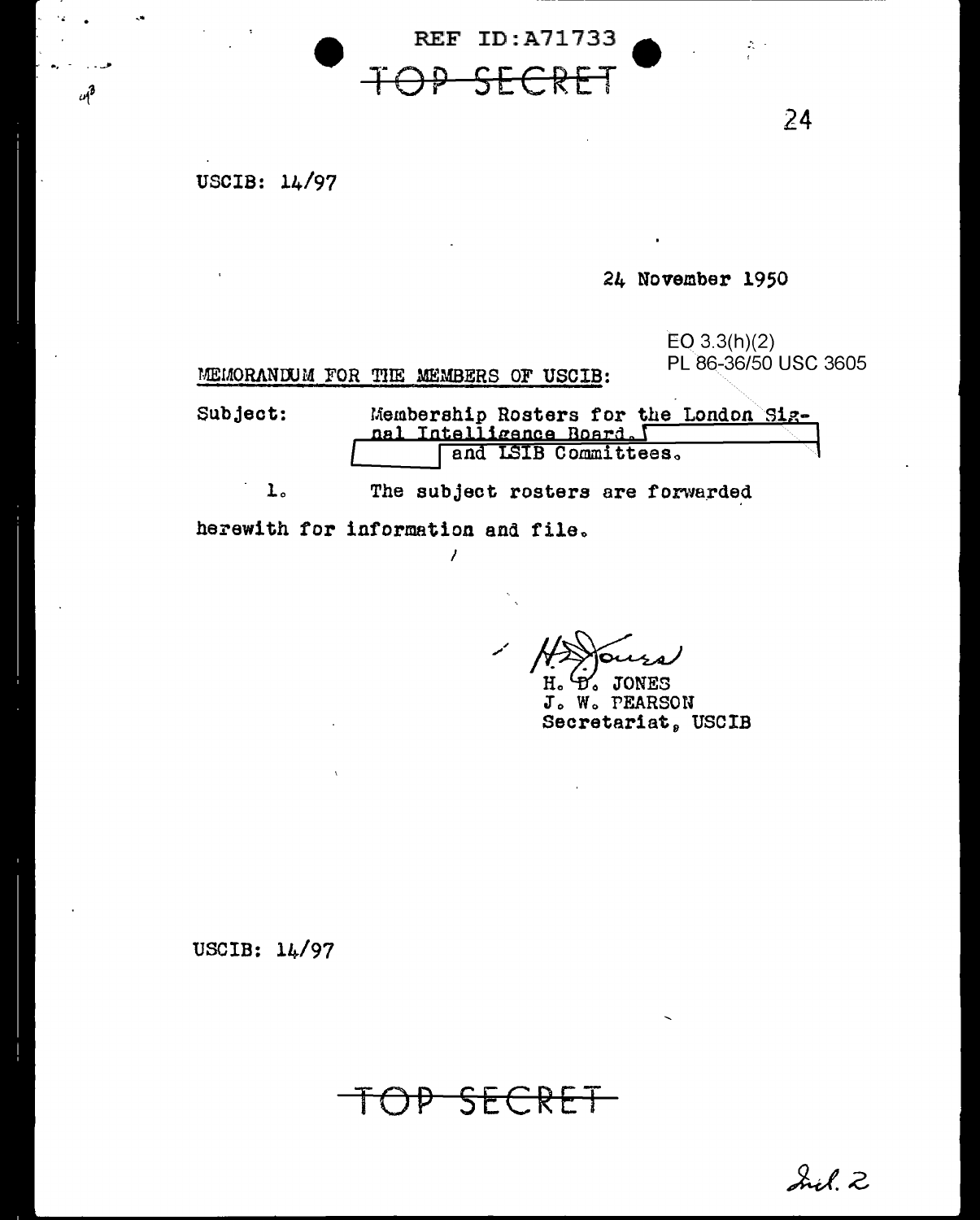REF ID:A71733

TOP SECRET

USCIB: 14/97

24 November 1950

EO 3.3(h)(2)
PL 86-36/50 USC 3605

MEMORANDUM FOR THE MEMBERS OF USCIB:

Subject: Membership Rosters for the London Signal Intelligence Board, [redacted] and LSIB Committees.

1. The subject rosters are forwarded herewith for information and file.

H. D. JONES
J. W. PEARSON
Secretariat, USCIB

USCIB: 14/97

TOP SECRET

Incl. 2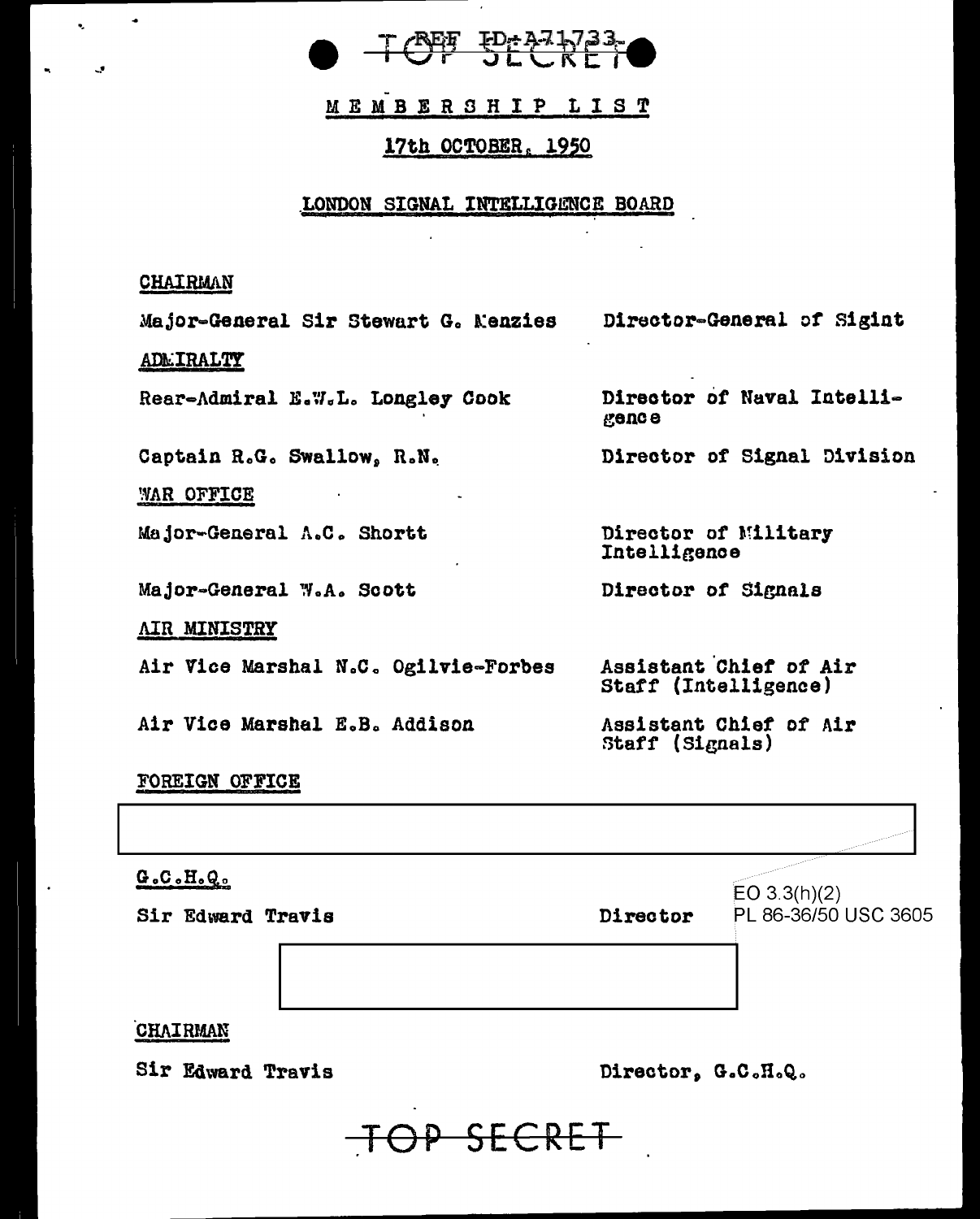TOP SECRET REF ID:A71733

# MEMBERSHIP LIST

## 17th OCTOBER, 1950

### LONDON SIGNAL INTELLIGENCE BOARD

**CHAIRMAN**

| | |
|---|---|
| Major-General Sir Stewart G. Menzies | Director-General of Sigint |

**ADMIRALTY**

| | |
|---|---|
| Rear-Admiral E.W.L. Longley Cook | Director of Naval Intelligence |
| Captain R.G. Swallow, R.N. | Director of Signal Division |

**WAR OFFICE**

| | |
|---|---|
| Major-General A.C. Shortt | Director of Military Intelligence |
| Major-General W.A. Scott | Director of Signals |

**AIR MINISTRY**

| | |
|---|---|
| Air Vice Marshal N.C. Ogilvie-Forbes | Assistant Chief of Air Staff (Intelligence) |
| Air Vice Marshal E.B. Addison | Assistant Chief of Air Staff (Signals) |

**FOREIGN OFFICE**

[redacted]

**G.C.H.Q.**

| | |
|---|---|
| Sir Edward Travis | Director |

EO 3.3(h)(2)
PL 86-36/50 USC 3605

[redacted]

**CHAIRMAN**

| | |
|---|---|
| Sir Edward Travis | Director, G.C.H.Q. |

TOP SECRET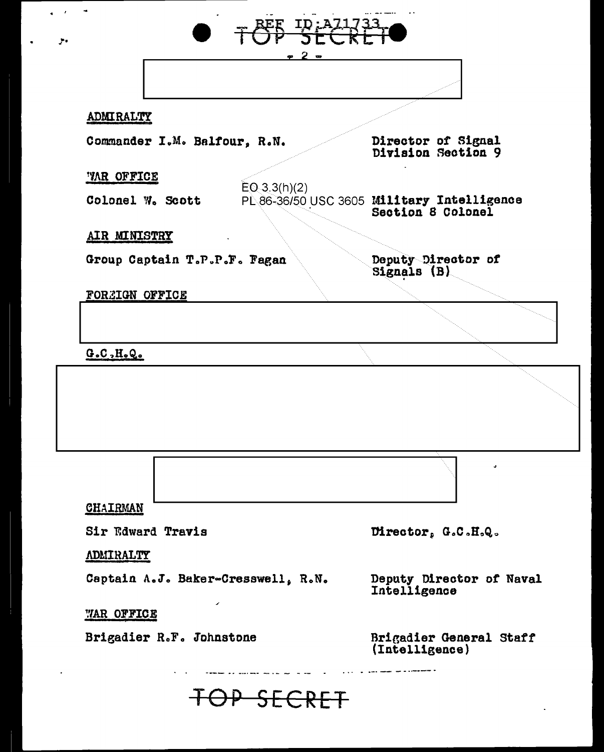**ADMIRALTY**

Commander I.M. Balfour, R.N. — Director of Signal Division Section 9

**WAR OFFICE**

EO 3.3(h)(2)
PL 86-36/50 USC 3605

Colonel W. Scott — Military Intelligence Section 8 Colonel

**AIR MINISTRY**

Group Captain T.P.P.F. Fagan — Deputy Director of Signals (B)

**FOREIGN OFFICE**

**G.C.H.Q.**

**CHAIRMAN**

Sir Edward Travis — Director, G.C.H.Q.

**ADMIRALTY**

Captain A.J. Baker-Cresswell, R.N. — Deputy Director of Naval Intelligence

**WAR OFFICE**

Brigadier R.F. Johnstone — Brigadier General Staff (Intelligence)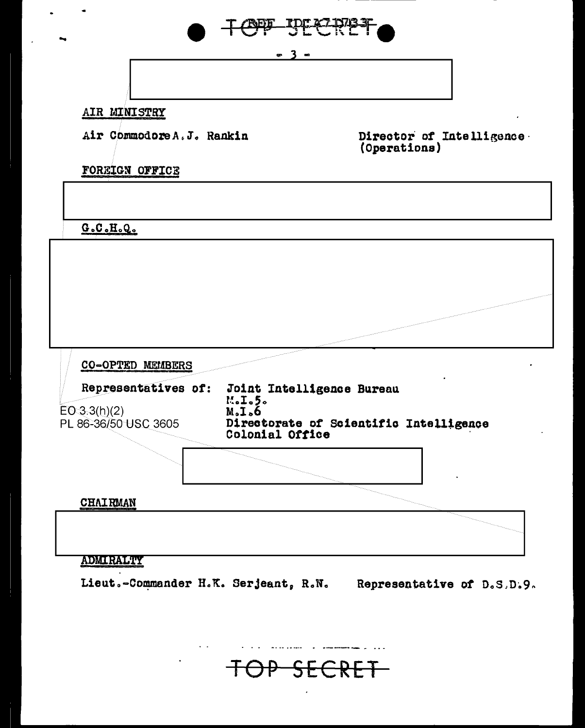## AIR MINISTRY

| | |
|---|---|
| Air Commodore A.J. Rankin | Director of Intelligence (Operations) |

## FOREIGN OFFICE

## G.C.H.Q.

## CO-OPTED MEMBERS

Representatives of:
- Joint Intelligence Bureau
- M.I.5.
- M.I.6
- Directorate of Scientific Intelligence
- Colonial Office

EO 3.3(h)(2)
PL 86-36/50 USC 3605

## CHAIRMAN

## ADMIRALTY

| | |
|---|---|
| Lieut.-Commander H.K. Serjeant, R.N. | Representative of D.S.D.9. |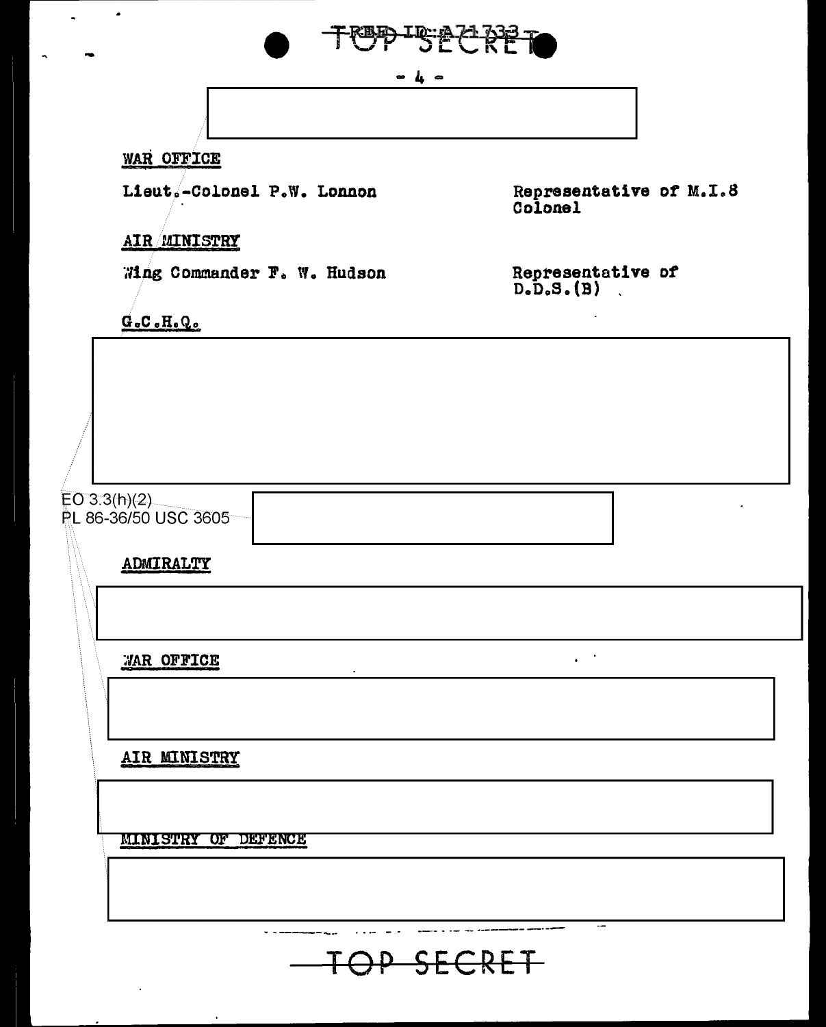**WAR OFFICE**

Lieut.-Colonel P.W. Lonnon — Representative of M.I.8 Colonel

**AIR MINISTRY**

Wing Commander F. W. Hudson — Representative of D.D.S.(B)

**G.C.H.Q.**

EO 3.3(h)(2)
PL 86-36/50 USC 3605

**ADMIRALTY**

**WAR OFFICE**

**AIR MINISTRY**

**MINISTRY OF DEFENCE**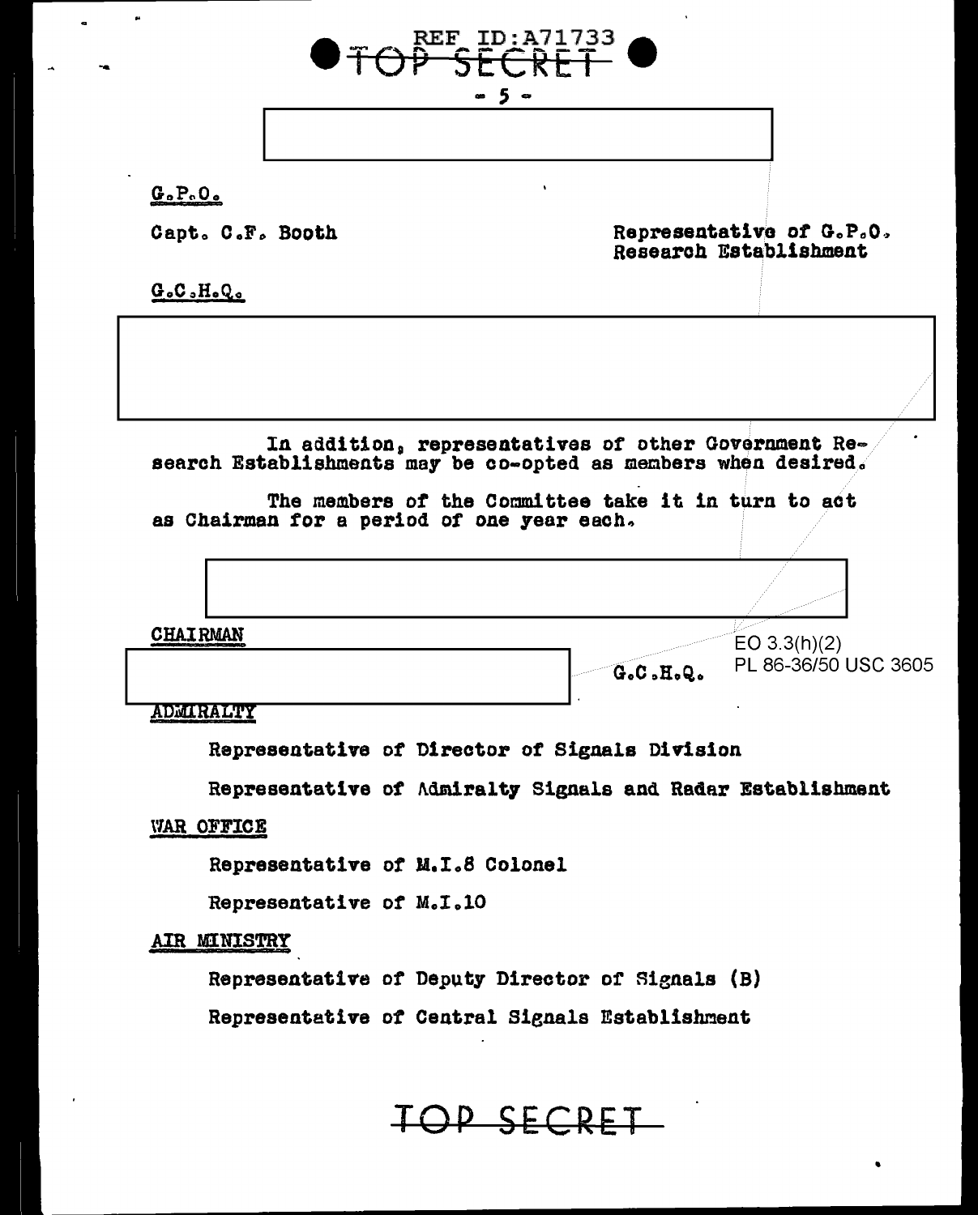G.P.O.

Capt. C.F. Booth — Representative of G.P.O. Research Establishment

G.C.H.Q.

In addition, representatives of other Government Research Establishments may be co-opted as members when desired.

The members of the Committee take it in turn to act as Chairman for a period of one year each.

CHAIRMAN

G.C.H.Q.

EO 3.3(h)(2)
PL 86-36/50 USC 3605

ADMIRALTY

Representative of Director of Signals Division

Representative of Admiralty Signals and Radar Establishment

WAR OFFICE

Representative of M.I.8 Colonel

Representative of M.I.10

AIR MINISTRY

Representative of Deputy Director of Signals (B)

Representative of Central Signals Establishment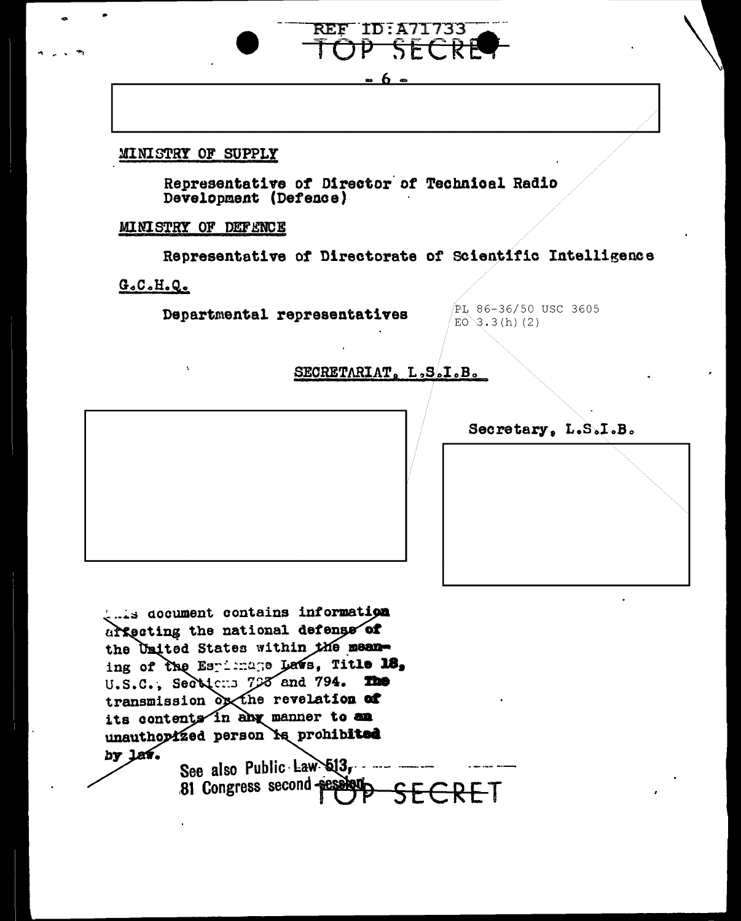REF ID:A71733

TOP SECRET

MINISTRY OF SUPPLY

Representative of Director of Technical Radio Development (Defence)

MINISTRY OF DEFENCE

Representative of Directorate of Scientific Intelligence

G.C.H.Q.

Departmental representatives

PL 86-36/50 USC 3605
EO 3.3(h)(2)

SECRETARIAT, L.S.I.B.

Secretary, L.S.I.B.

This document contains information affecting the national defense of the United States within the meaning of the Espionage Laws, Title 18, U.S.C., Sections 793 and 794. The transmission or the revelation of its contents in any manner to an unauthorized person is prohibited by law.

See also Public Law 513, 81 Congress second session

TOP SECRET